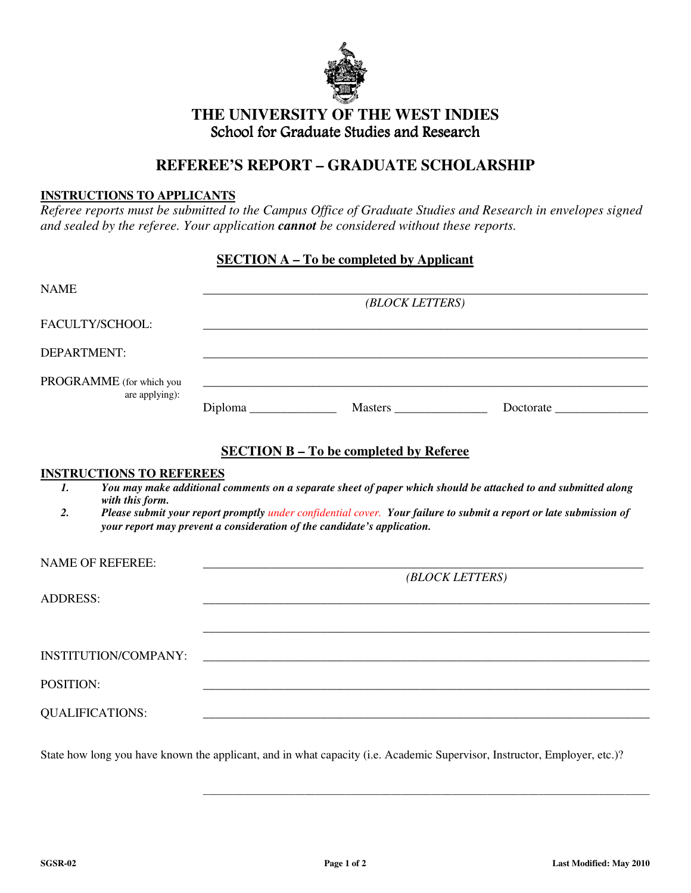# THE UNIVERSITY OF THE WEST INDIES

## School for Graduate Studies and Research

## REFEREE'S REPORT – GRADUATE SCHOLARSHIP

**INSTRUCTIONS TO APPLICANTS**

*Referee reports must be submitted to the Campus Office of Graduate Studies and Research in envelopes signed and sealed by the referee. Your application **cannot** be considered without these reports.*

### SECTION A – To be completed by Applicant

NAME ______________________________________________
(BLOCK LETTERS)

FACULTY/SCHOOL: ______________________________________________

DEPARTMENT: ______________________________________________

PROGRAMME (for which you are applying): ______________________________________________

Diploma ______________ Masters _______________ Doctorate _______________

### SECTION B – To be completed by Referee

**INSTRUCTIONS TO REFEREES**

1. ***You may make additional comments on a separate sheet of paper which should be attached to and submitted along with this form.***
2. ***Please submit your report promptly under confidential cover. Your failure to submit a report or late submission of your report may prevent a consideration of the candidate's application.***

NAME OF REFEREE: ______________________________________________
(BLOCK LETTERS)

ADDRESS: ______________________________________________

______________________________________________

INSTITUTION/COMPANY: ______________________________________________

POSITION: ______________________________________________

QUALIFICATIONS: ______________________________________________

State how long you have known the applicant, and in what capacity (i.e. Academic Supervisor, Instructor, Employer, etc.)?

______________________________________________

SGSR-02 Last Modified: May 2010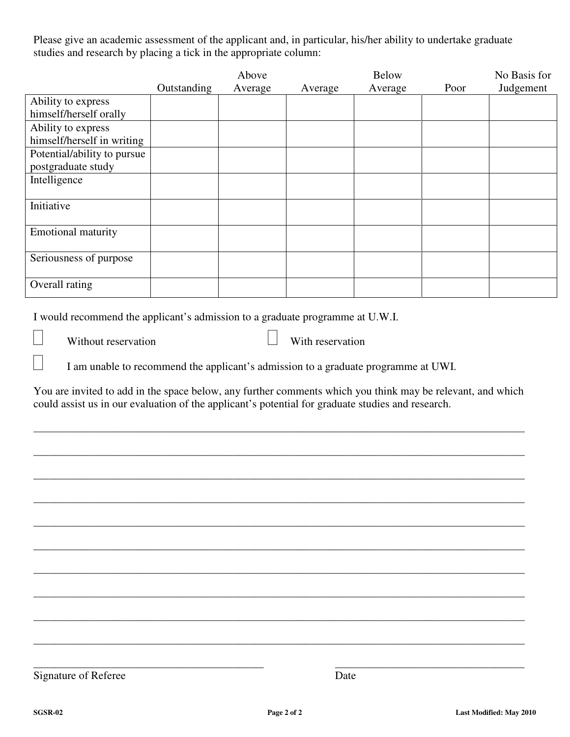Please give an academic assessment of the applicant and, in particular, his/her ability to undertake graduate studies and research by placing a tick in the appropriate column:

| | Outstanding | Above Average | Average | Below Average | Poor | No Basis for Judgement |
|---|---|---|---|---|---|---|
| Ability to express himself/herself orally | | | | | | |
| Ability to express himself/herself in writing | | | | | | |
| Potential/ability to pursue postgraduate study | | | | | | |
| Intelligence | | | | | | |
| Initiative | | | | | | |
| Emotional maturity | | | | | | |
| Seriousness of purpose | | | | | | |
| Overall rating | | | | | | |

I would recommend the applicant's admission to a graduate programme at U.W.I.

☐ Without reservation ☐ With reservation

☐ I am unable to recommend the applicant's admission to a graduate programme at UWI.

You are invited to add in the space below, any further comments which you think may be relevant, and which could assist us in our evaluation of the applicant's potential for graduate studies and research.

_____________________________________________________________________________

_____________________________________________________________________________

_____________________________________________________________________________

_____________________________________________________________________________

_____________________________________________________________________________

_____________________________________________________________________________

_____________________________________________________________________________

_____________________________________________________________________________

_____________________________________________________________________________

_____________________________________________________________________________

___________________________________________ ___________________________________

Signature of Referee Date

SGSR-02 Last Modified: May 2010